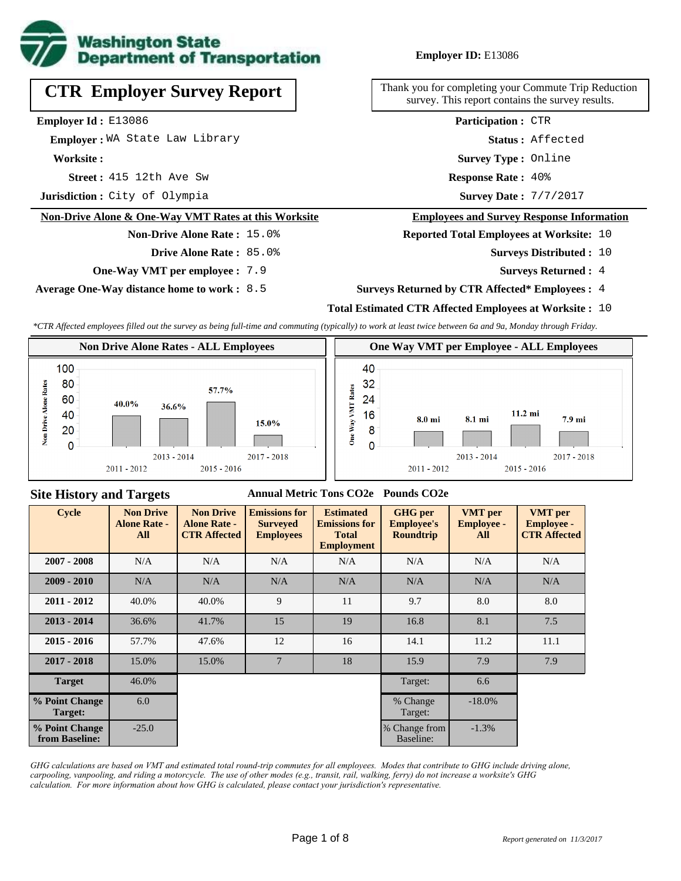**Employer ID:** E13086

# CTR Employer Survey Report

Thank you for completing your Commute Trip Reduction survey. This report contains the survey results.

**Employer Id :** E13086
**Employer :** WA State Law Library
**Worksite :**
**Street :** 415 12th Ave Sw
**Jurisdiction :** City of Olympia

**Participation :** CTR
**Status :** Affected
**Survey Type :** Online
**Response Rate :** 40%
**Survey Date :** 7/7/2017

## Non-Drive Alone & One-Way VMT Rates at this Worksite

**Non-Drive Alone Rate :** 15.0%
**Drive Alone Rate :** 85.0%
**One-Way VMT per employee :** 7.9
**Average One-Way distance home to work :** 8.5

## Employees and Survey Response Information

**Reported Total Employees at Worksite:** 10
**Surveys Distributed :** 10
**Surveys Returned :** 4
**Surveys Returned by CTR Affected* Employees :** 4
**Total Estimated CTR Affected Employees at Worksite :** 10

*CTR Affected employees filled out the survey as being full-time and commuting (typically) to work at least twice between 6a and 9a, Monday through Friday.*

### Non Drive Alone Rates - ALL Employees

| Cycle | Non Drive Alone Rate |
|---|---|
| 2011 - 2012 | 40.0% |
| 2013 - 2014 | 36.6% |
| 2015 - 2016 | 57.7% |
| 2017 - 2018 | 15.0% |

### One Way VMT per Employee - ALL Employees

| Cycle | One Way VMT |
|---|---|
| 2011 - 2012 | 8.0 mi |
| 2013 - 2014 | 8.1 mi |
| 2015 - 2016 | 11.2 mi |
| 2017 - 2018 | 7.9 mi |

## Site History and Targets

| Cycle | Non Drive Alone Rate - All | Non Drive Alone Rate - CTR Affected | Emissions for Surveyed Employees (Annual Metric Tons CO2e) | Estimated Emissions for Total Employment (Annual Metric Tons CO2e) | GHG per Employee's Roundtrip (Pounds CO2e) | VMT per Employee - All | VMT per Employee - CTR Affected |
|---|---|---|---|---|---|---|---|
| 2007 - 2008 | N/A | N/A | N/A | N/A | N/A | N/A | N/A |
| 2009 - 2010 | N/A | N/A | N/A | N/A | N/A | N/A | N/A |
| 2011 - 2012 | 40.0% | 40.0% | 9 | 11 | 9.7 | 8.0 | 8.0 |
| 2013 - 2014 | 36.6% | 41.7% | 15 | 19 | 16.8 | 8.1 | 7.5 |
| 2015 - 2016 | 57.7% | 47.6% | 12 | 16 | 14.1 | 11.2 | 11.1 |
| 2017 - 2018 | 15.0% | 15.0% | 7 | 18 | 15.9 | 7.9 | 7.9 |
| Target | 46.0% | | | | Target: | 6.6 | |
| % Point Change Target: | 6.0 | | | | % Change Target: | -18.0% | |
| % Point Change from Baseline: | -25.0 | | | | % Change from Baseline: | -1.3% | |

*GHG calculations are based on VMT and estimated total round-trip commutes for all employees. Modes that contribute to GHG include driving alone, carpooling, vanpooling, and riding a motorcycle. The use of other modes (e.g., transit, rail, walking, ferry) do not increase a worksite's GHG calculation. For more information about how GHG is calculated, please contact your jurisdiction's representative.*

*Report generated on 11/3/2017*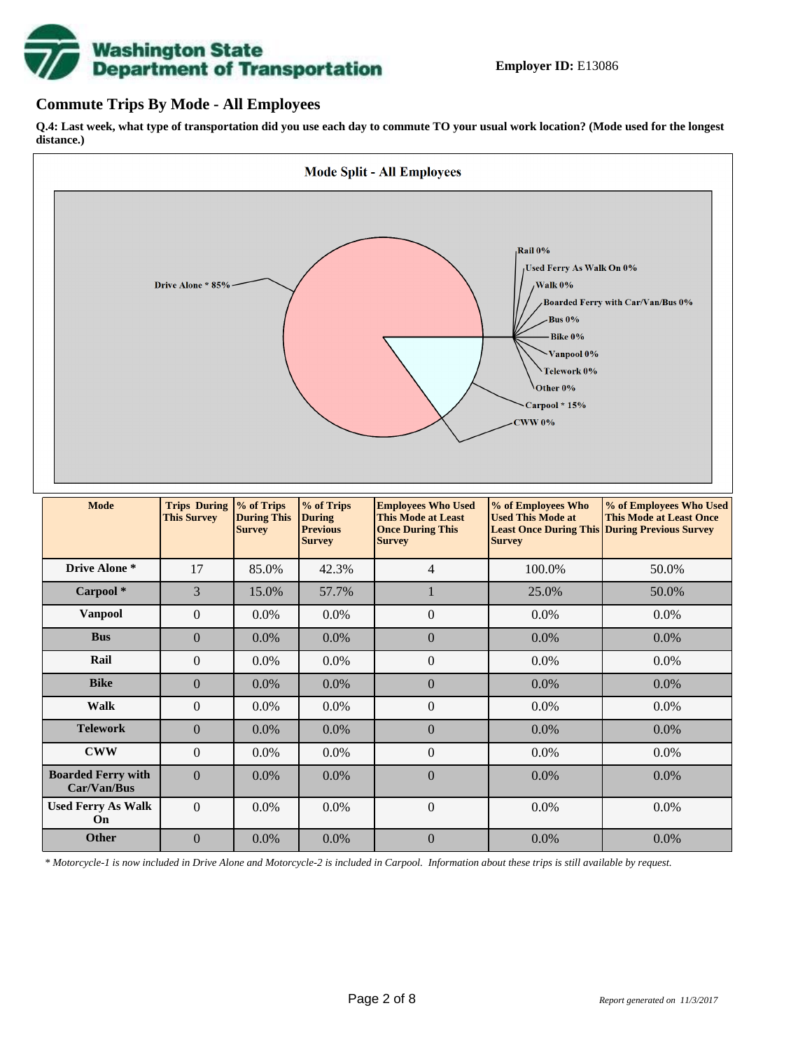**Employer ID:** E13086

## Commute Trips By Mode - All Employees

**Q.4: Last week, what type of transportation did you use each day to commute TO your usual work location? (Mode used for the longest distance.)**

**Mode Split - All Employees**

Drive Alone * 85%
Rail 0%
Used Ferry As Walk On 0%
Walk 0%
Boarded Ferry with Car/Van/Bus 0%
Bus 0%
Bike 0%
Vanpool 0%
Telework 0%
Other 0%
Carpool * 15%
CWW 0%

| Mode | Trips During This Survey | % of Trips During This Survey | % of Trips During Previous Survey | Employees Who Used This Mode at Least Once During This Survey | % of Employees Who Used This Mode at Least Once During This Survey | % of Employees Who Used This Mode at Least Once During Previous Survey |
|---|---|---|---|---|---|---|
| **Drive Alone *** | 17 | 85.0% | 42.3% | 4 | 100.0% | 50.0% |
| **Carpool *** | 3 | 15.0% | 57.7% | 1 | 25.0% | 50.0% |
| **Vanpool** | 0 | 0.0% | 0.0% | 0 | 0.0% | 0.0% |
| **Bus** | 0 | 0.0% | 0.0% | 0 | 0.0% | 0.0% |
| **Rail** | 0 | 0.0% | 0.0% | 0 | 0.0% | 0.0% |
| **Bike** | 0 | 0.0% | 0.0% | 0 | 0.0% | 0.0% |
| **Walk** | 0 | 0.0% | 0.0% | 0 | 0.0% | 0.0% |
| **Telework** | 0 | 0.0% | 0.0% | 0 | 0.0% | 0.0% |
| **CWW** | 0 | 0.0% | 0.0% | 0 | 0.0% | 0.0% |
| **Boarded Ferry with Car/Van/Bus** | 0 | 0.0% | 0.0% | 0 | 0.0% | 0.0% |
| **Used Ferry As Walk On** | 0 | 0.0% | 0.0% | 0 | 0.0% | 0.0% |
| **Other** | 0 | 0.0% | 0.0% | 0 | 0.0% | 0.0% |

*\* Motorcycle-1 is now included in Drive Alone and Motorcycle-2 is included in Carpool. Information about these trips is still available by request.*

*Report generated on 11/3/2017*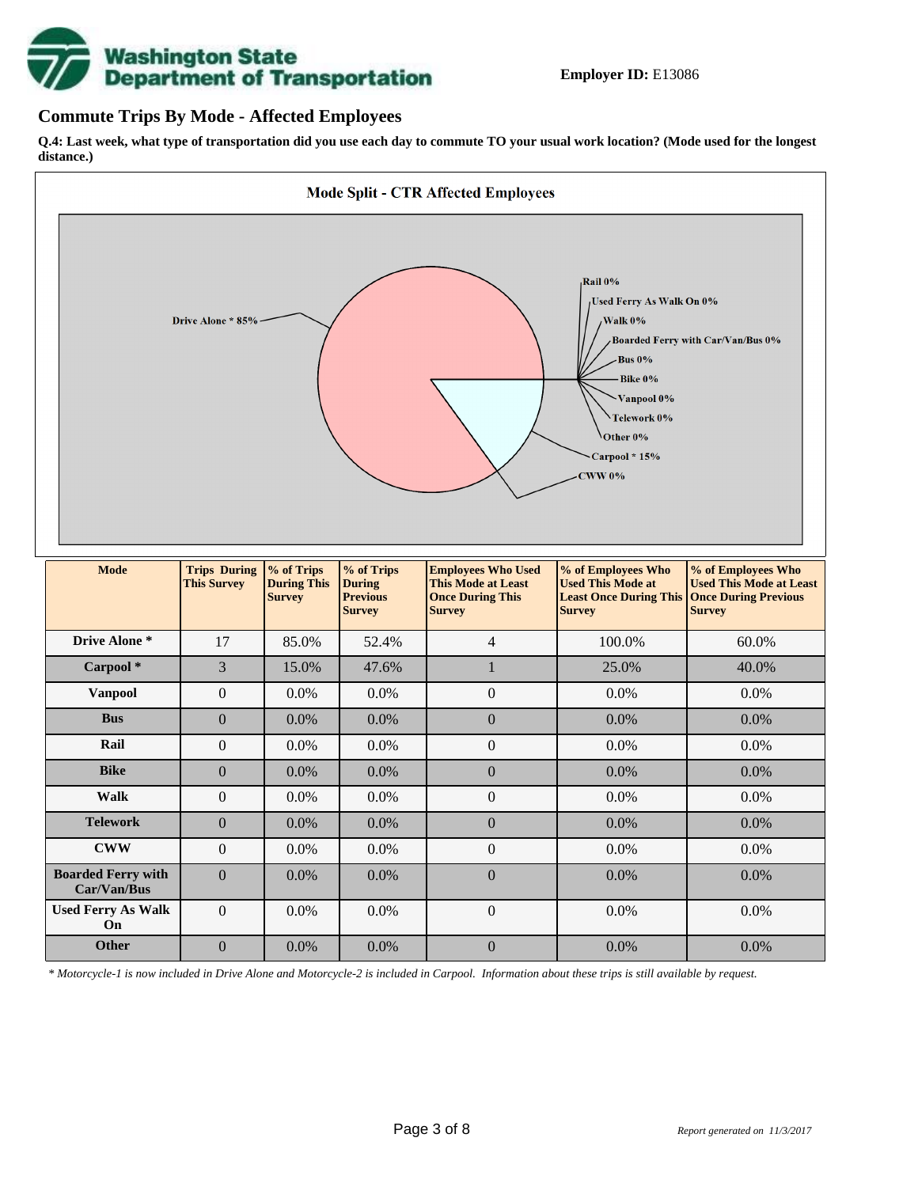**Employer ID:** E13086

## Commute Trips By Mode - Affected Employees

**Q.4: Last week, what type of transportation did you use each day to commute TO your usual work location? (Mode used for the longest distance.)**

**Mode Split - CTR Affected Employees**

Drive Alone * 85%
Rail 0%
Used Ferry As Walk On 0%
Walk 0%
Boarded Ferry with Car/Van/Bus 0%
Bus 0%
Bike 0%
Vanpool 0%
Telework 0%
Other 0%
Carpool * 15%
CWW 0%

| Mode | Trips During This Survey | % of Trips During This Survey | % of Trips During Previous Survey | Employees Who Used This Mode at Least Once During This Survey | % of Employees Who Used This Mode at Least Once During This Survey | % of Employees Who Used This Mode at Least Once During Previous Survey |
|---|---|---|---|---|---|---|
| **Drive Alone *** | 17 | 85.0% | 52.4% | 4 | 100.0% | 60.0% |
| **Carpool *** | 3 | 15.0% | 47.6% | 1 | 25.0% | 40.0% |
| **Vanpool** | 0 | 0.0% | 0.0% | 0 | 0.0% | 0.0% |
| **Bus** | 0 | 0.0% | 0.0% | 0 | 0.0% | 0.0% |
| **Rail** | 0 | 0.0% | 0.0% | 0 | 0.0% | 0.0% |
| **Bike** | 0 | 0.0% | 0.0% | 0 | 0.0% | 0.0% |
| **Walk** | 0 | 0.0% | 0.0% | 0 | 0.0% | 0.0% |
| **Telework** | 0 | 0.0% | 0.0% | 0 | 0.0% | 0.0% |
| **CWW** | 0 | 0.0% | 0.0% | 0 | 0.0% | 0.0% |
| **Boarded Ferry with Car/Van/Bus** | 0 | 0.0% | 0.0% | 0 | 0.0% | 0.0% |
| **Used Ferry As Walk On** | 0 | 0.0% | 0.0% | 0 | 0.0% | 0.0% |
| **Other** | 0 | 0.0% | 0.0% | 0 | 0.0% | 0.0% |

*\* Motorcycle-1 is now included in Drive Alone and Motorcycle-2 is included in Carpool. Information about these trips is still available by request.*

*Report generated on 11/3/2017*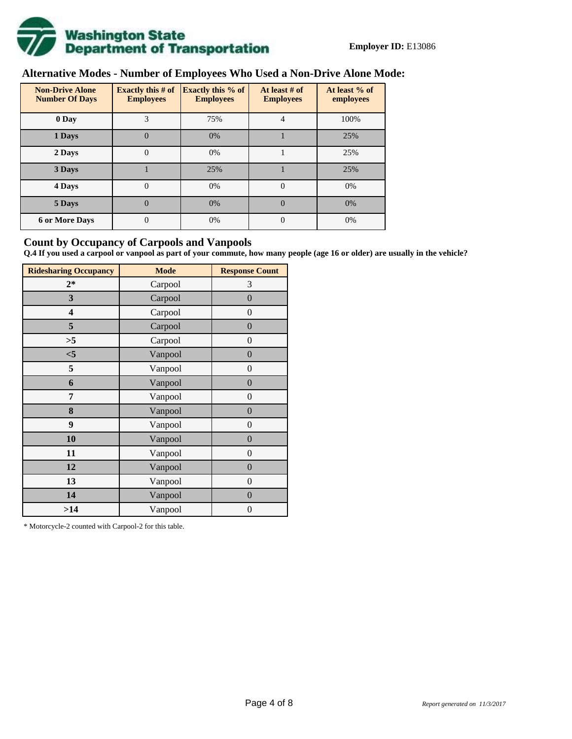**Employer ID:** E13086

## Alternative Modes - Number of Employees Who Used a Non-Drive Alone Mode:

| Non-Drive Alone Number Of Days | Exactly this # of Employees | Exactly this % of Employees | At least # of Employees | At least % of employees |
|---|---|---|---|---|
| 0 Day | 3 | 75% | 4 | 100% |
| 1 Days | 0 | 0% | 1 | 25% |
| 2 Days | 0 | 0% | 1 | 25% |
| 3 Days | 1 | 25% | 1 | 25% |
| 4 Days | 0 | 0% | 0 | 0% |
| 5 Days | 0 | 0% | 0 | 0% |
| 6 or More Days | 0 | 0% | 0 | 0% |

## Count by Occupancy of Carpools and Vanpools

**Q.4 If you used a carpool or vanpool as part of your commute, how many people (age 16 or older) are usually in the vehicle?**

| Ridesharing Occupancy | Mode | Response Count |
|---|---|---|
| 2* | Carpool | 3 |
| 3 | Carpool | 0 |
| 4 | Carpool | 0 |
| 5 | Carpool | 0 |
| >5 | Carpool | 0 |
| <5 | Vanpool | 0 |
| 5 | Vanpool | 0 |
| 6 | Vanpool | 0 |
| 7 | Vanpool | 0 |
| 8 | Vanpool | 0 |
| 9 | Vanpool | 0 |
| 10 | Vanpool | 0 |
| 11 | Vanpool | 0 |
| 12 | Vanpool | 0 |
| 13 | Vanpool | 0 |
| 14 | Vanpool | 0 |
| >14 | Vanpool | 0 |

* Motorcycle-2 counted with Carpool-2 for this table.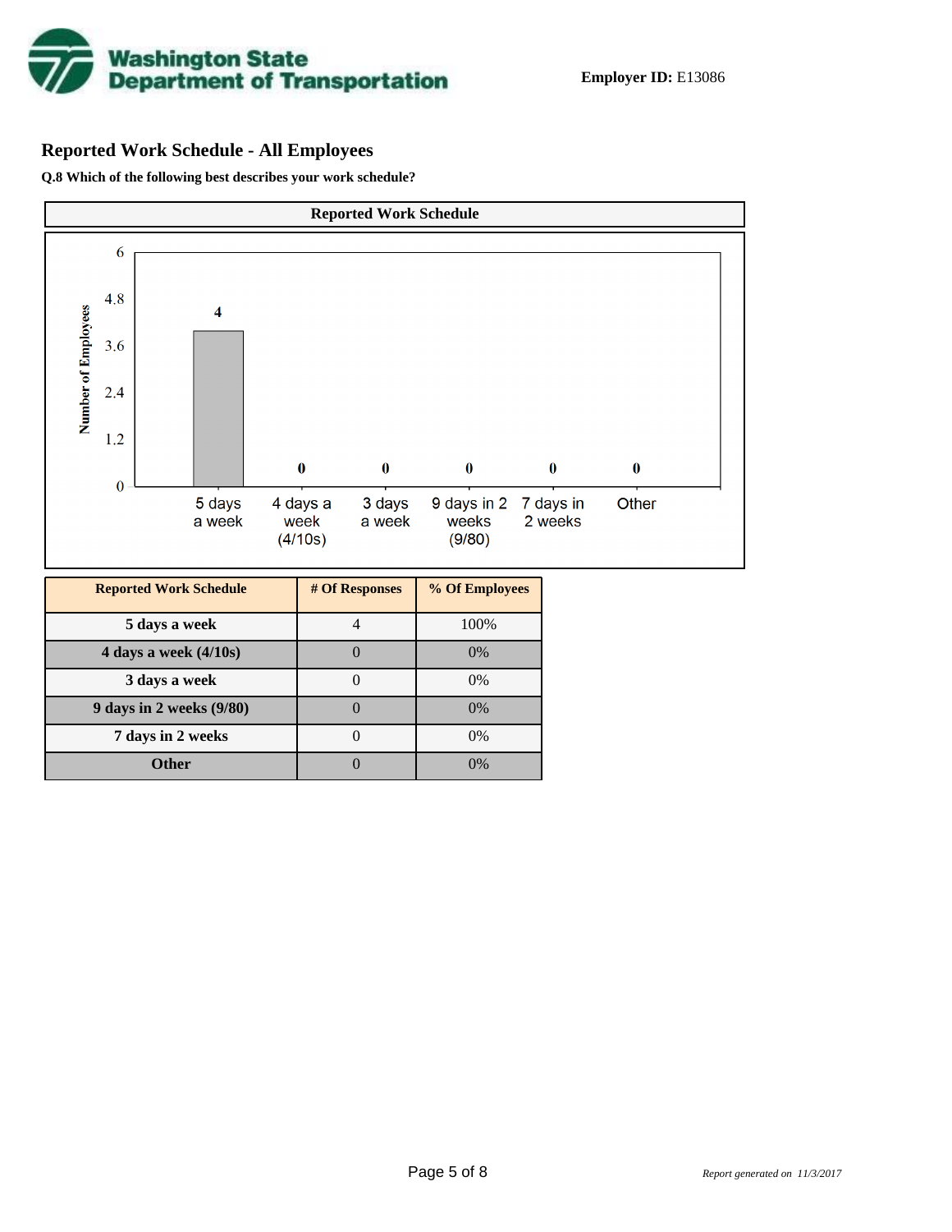**Employer ID:** E13086

## Reported Work Schedule - All Employees

**Q.8 Which of the following best describes your work schedule?**

**Reported Work Schedule**

| Reported Work Schedule | # Of Responses | % Of Employees |
|---|---|---|
| **5 days a week** | 4 | 100% |
| **4 days a week (4/10s)** | 0 | 0% |
| **3 days a week** | 0 | 0% |
| **9 days in 2 weeks (9/80)** | 0 | 0% |
| **7 days in 2 weeks** | 0 | 0% |
| **Other** | 0 | 0% |

*Report generated on 11/3/2017*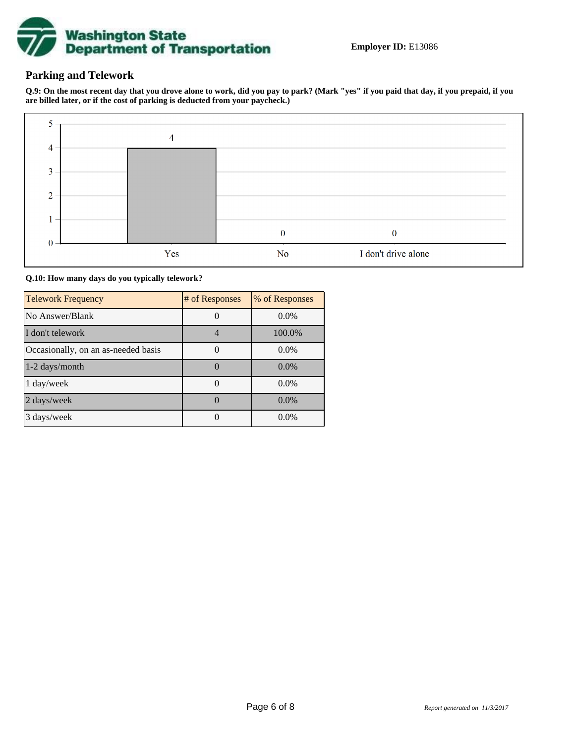**Employer ID:** E13086

## Parking and Telework

**Q.9: On the most recent day that you drove alone to work, did you pay to park? (Mark "yes" if you paid that day, if you prepaid, if you are billed later, or if the cost of parking is deducted from your paycheck.)**

| Response | Count |
|---|---|
| Yes | 4 |
| No | 0 |
| I don't drive alone | 0 |

**Q.10: How many days do you typically telework?**

| Telework Frequency | # of Responses | % of Responses |
|---|---|---|
| No Answer/Blank | 0 | 0.0% |
| I don't telework | 4 | 100.0% |
| Occasionally, on an as-needed basis | 0 | 0.0% |
| 1-2 days/month | 0 | 0.0% |
| 1 day/week | 0 | 0.0% |
| 2 days/week | 0 | 0.0% |
| 3 days/week | 0 | 0.0% |

*Report generated on 11/3/2017*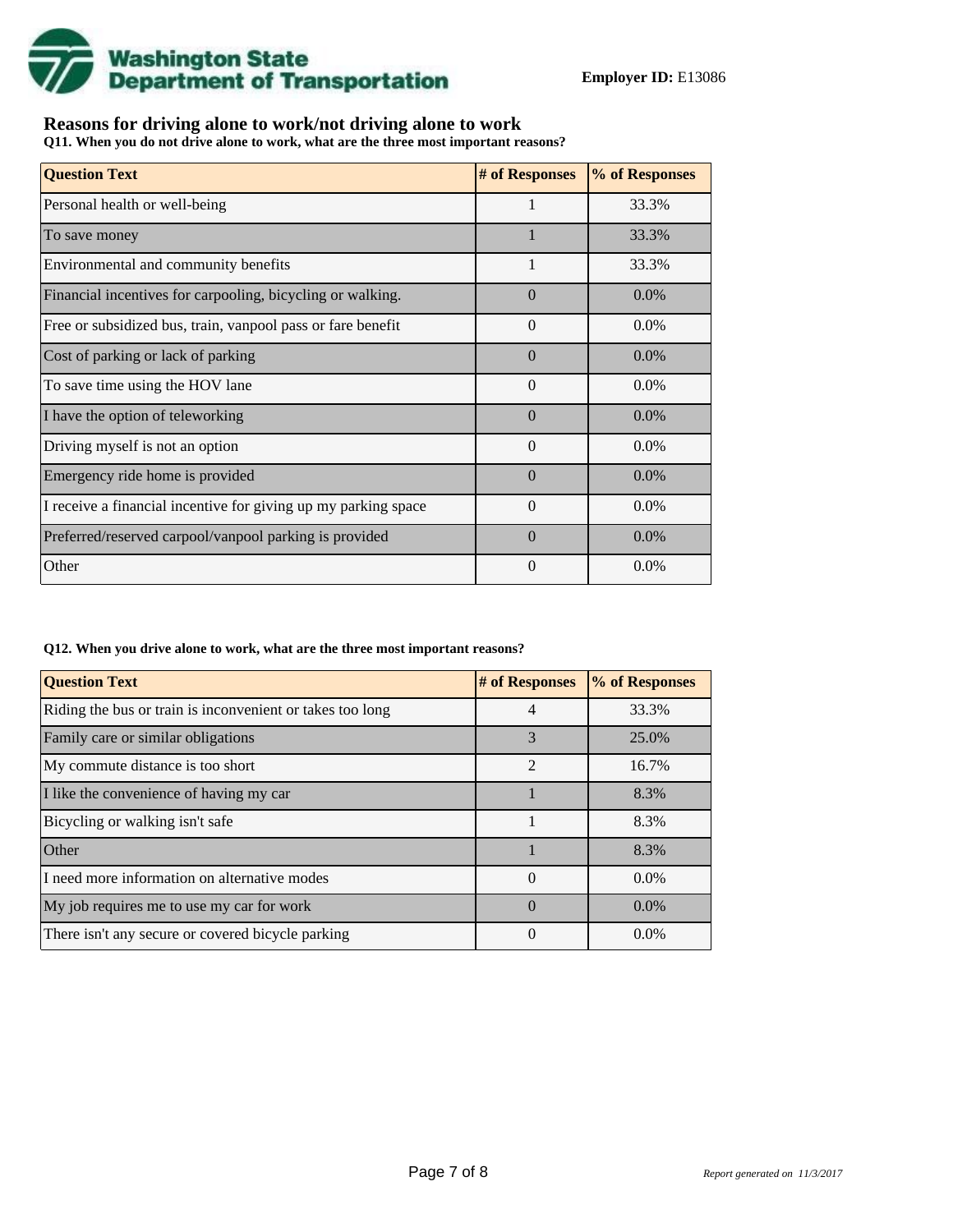**Employer ID:** E13086

## Reasons for driving alone to work/not driving alone to work

**Q11. When you do not drive alone to work, what are the three most important reasons?**

| Question Text | # of Responses | % of Responses |
|---|---|---|
| Personal health or well-being | 1 | 33.3% |
| To save money | 1 | 33.3% |
| Environmental and community benefits | 1 | 33.3% |
| Financial incentives for carpooling, bicycling or walking. | 0 | 0.0% |
| Free or subsidized bus, train, vanpool pass or fare benefit | 0 | 0.0% |
| Cost of parking or lack of parking | 0 | 0.0% |
| To save time using the HOV lane | 0 | 0.0% |
| I have the option of teleworking | 0 | 0.0% |
| Driving myself is not an option | 0 | 0.0% |
| Emergency ride home is provided | 0 | 0.0% |
| I receive a financial incentive for giving up my parking space | 0 | 0.0% |
| Preferred/reserved carpool/vanpool parking is provided | 0 | 0.0% |
| Other | 0 | 0.0% |

**Q12. When you drive alone to work, what are the three most important reasons?**

| Question Text | # of Responses | % of Responses |
|---|---|---|
| Riding the bus or train is inconvenient or takes too long | 4 | 33.3% |
| Family care or similar obligations | 3 | 25.0% |
| My commute distance is too short | 2 | 16.7% |
| I like the convenience of having my car | 1 | 8.3% |
| Bicycling or walking isn't safe | 1 | 8.3% |
| Other | 1 | 8.3% |
| I need more information on alternative modes | 0 | 0.0% |
| My job requires me to use my car for work | 0 | 0.0% |
| There isn't any secure or covered bicycle parking | 0 | 0.0% |

*Report generated on 11/3/2017*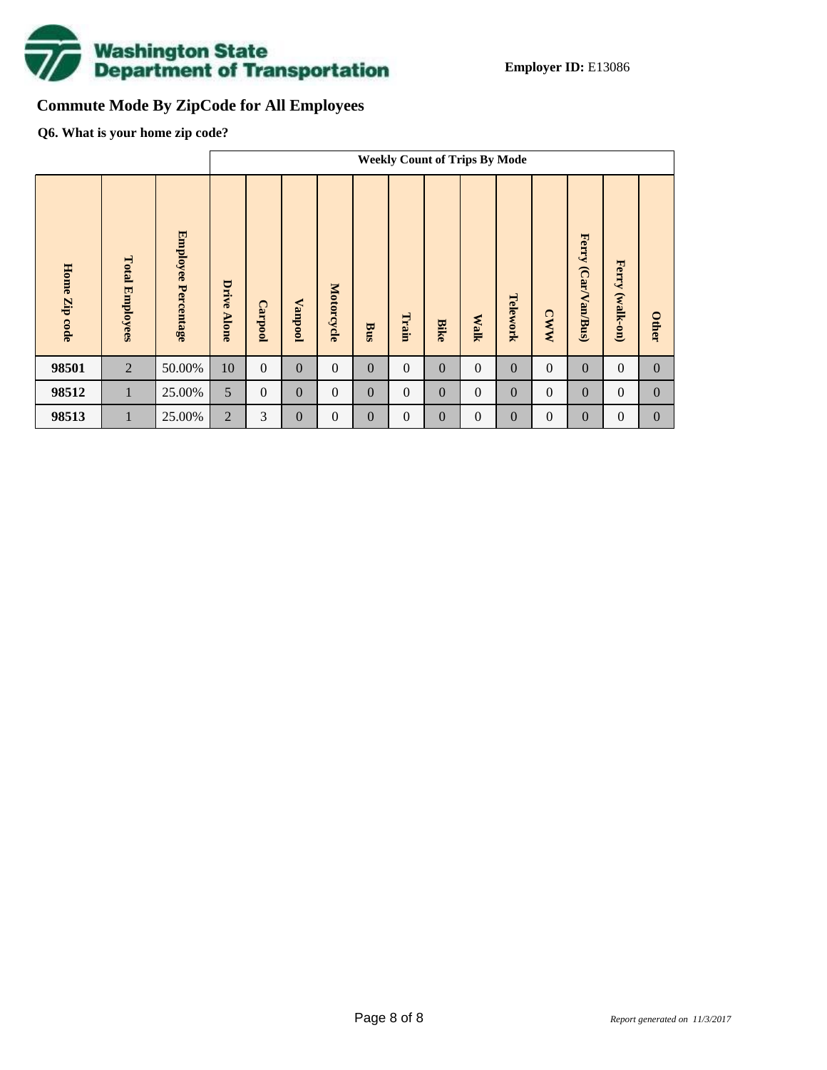**Employer ID:** E13086

## Commute Mode By ZipCode for All Employees

**Q6. What is your home zip code?**

| | | | Weekly Count of Trips By Mode | | | | | | | | | | | | | |
|---|---|---|---|---|---|---|---|---|---|---|---|---|---|---|---|---|
| **Home Zip code** | **Total Employees** | **Employee Percentage** | **Drive Alone** | **Carpool** | **Vanpool** | **Motorcycle** | **Bus** | **Train** | **Bike** | **Walk** | **Telework** | **CWW** | **Ferry (Car/Van/Bus)** | **Ferry (walk-on)** | **Other** |
| **98501** | 2 | 50.00% | 10 | 0 | 0 | 0 | 0 | 0 | 0 | 0 | 0 | 0 | 0 | 0 | 0 |
| **98512** | 1 | 25.00% | 5 | 0 | 0 | 0 | 0 | 0 | 0 | 0 | 0 | 0 | 0 | 0 | 0 |
| **98513** | 1 | 25.00% | 2 | 3 | 0 | 0 | 0 | 0 | 0 | 0 | 0 | 0 | 0 | 0 | 0 |

*Report generated on 11/3/2017*